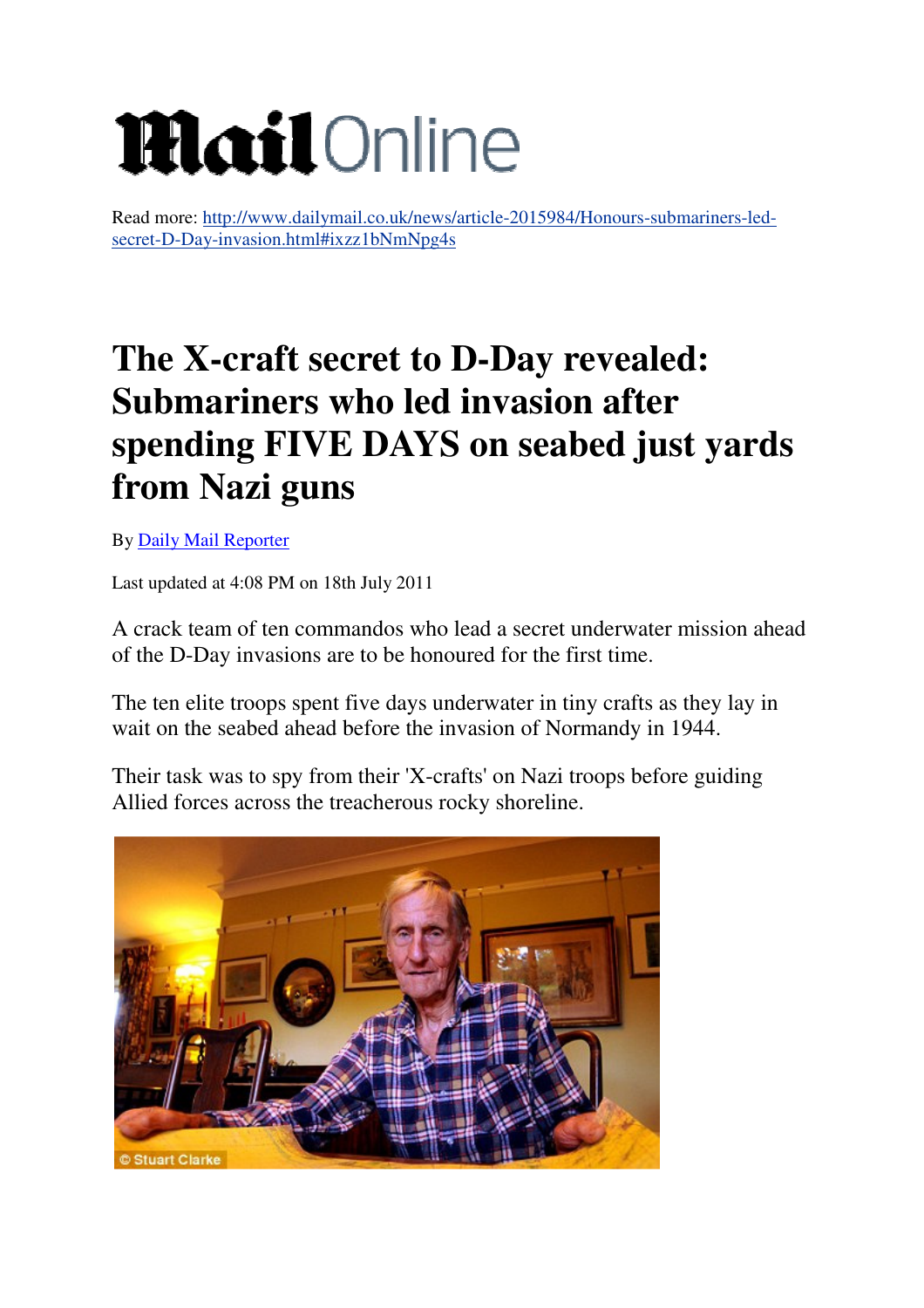# MailOnline

Read more: http://www.dailymail.co.uk/news/article-2015984/Honours-submariners-led-secret-D-Day-invasion.html#ixzz1bNmNpg4s

# The X-craft secret to D-Day revealed: Submariners who led invasion after spending FIVE DAYS on seabed just yards from Nazi guns

By Daily Mail Reporter

Last updated at 4:08 PM on 18th July 2011

A crack team of ten commandos who lead a secret underwater mission ahead of the D-Day invasions are to be honoured for the first time.

The ten elite troops spent five days underwater in tiny crafts as they lay in wait on the seabed ahead before the invasion of Normandy in 1944.

Their task was to spy from their 'X-crafts' on Nazi troops before guiding Allied forces across the treacherous rocky shoreline.

© Stuart Clarke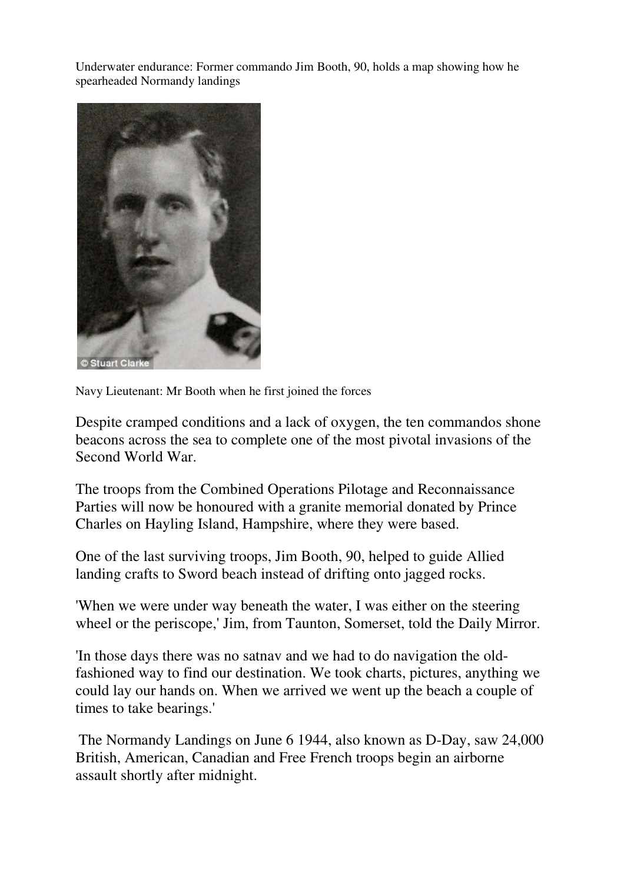Underwater endurance: Former commando Jim Booth, 90, holds a map showing how he spearheaded Normandy landings

Navy Lieutenant: Mr Booth when he first joined the forces

Despite cramped conditions and a lack of oxygen, the ten commandos shone beacons across the sea to complete one of the most pivotal invasions of the Second World War.

The troops from the Combined Operations Pilotage and Reconnaissance Parties will now be honoured with a granite memorial donated by Prince Charles on Hayling Island, Hampshire, where they were based.

One of the last surviving troops, Jim Booth, 90, helped to guide Allied landing crafts to Sword beach instead of drifting onto jagged rocks.

'When we were under way beneath the water, I was either on the steering wheel or the periscope,' Jim, from Taunton, Somerset, told the Daily Mirror.

'In those days there was no satnav and we had to do navigation the old-fashioned way to find our destination. We took charts, pictures, anything we could lay our hands on. When we arrived we went up the beach a couple of times to take bearings.'

The Normandy Landings on June 6 1944, also known as D-Day, saw 24,000 British, American, Canadian and Free French troops begin an airborne assault shortly after midnight.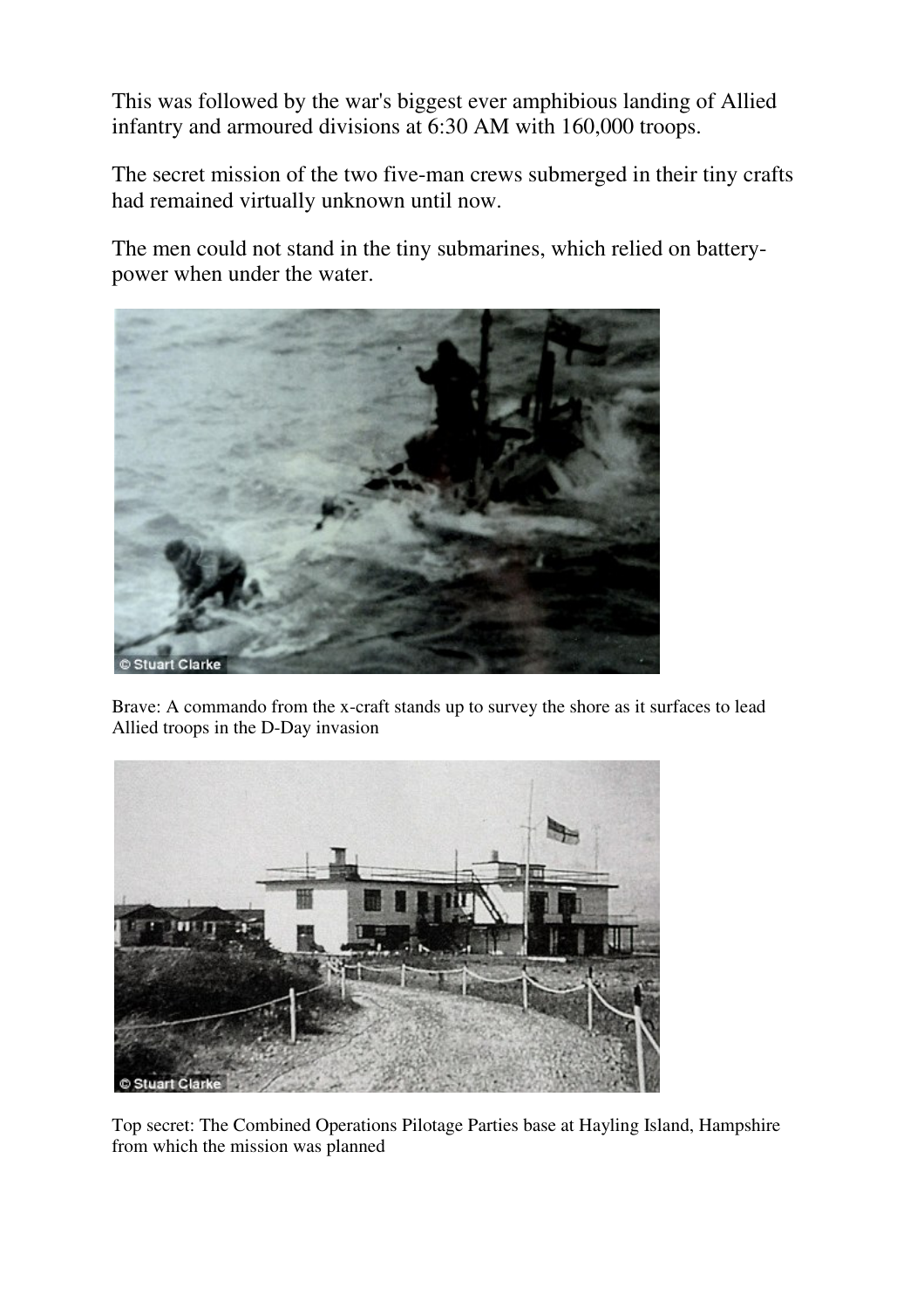This was followed by the war's biggest ever amphibious landing of Allied infantry and armoured divisions at 6:30 AM with 160,000 troops.

The secret mission of the two five-man crews submerged in their tiny crafts had remained virtually unknown until now.

The men could not stand in the tiny submarines, which relied on battery-power when under the water.

Brave: A commando from the x-craft stands up to survey the shore as it surfaces to lead Allied troops in the D-Day invasion

Top secret: The Combined Operations Pilotage Parties base at Hayling Island, Hampshire from which the mission was planned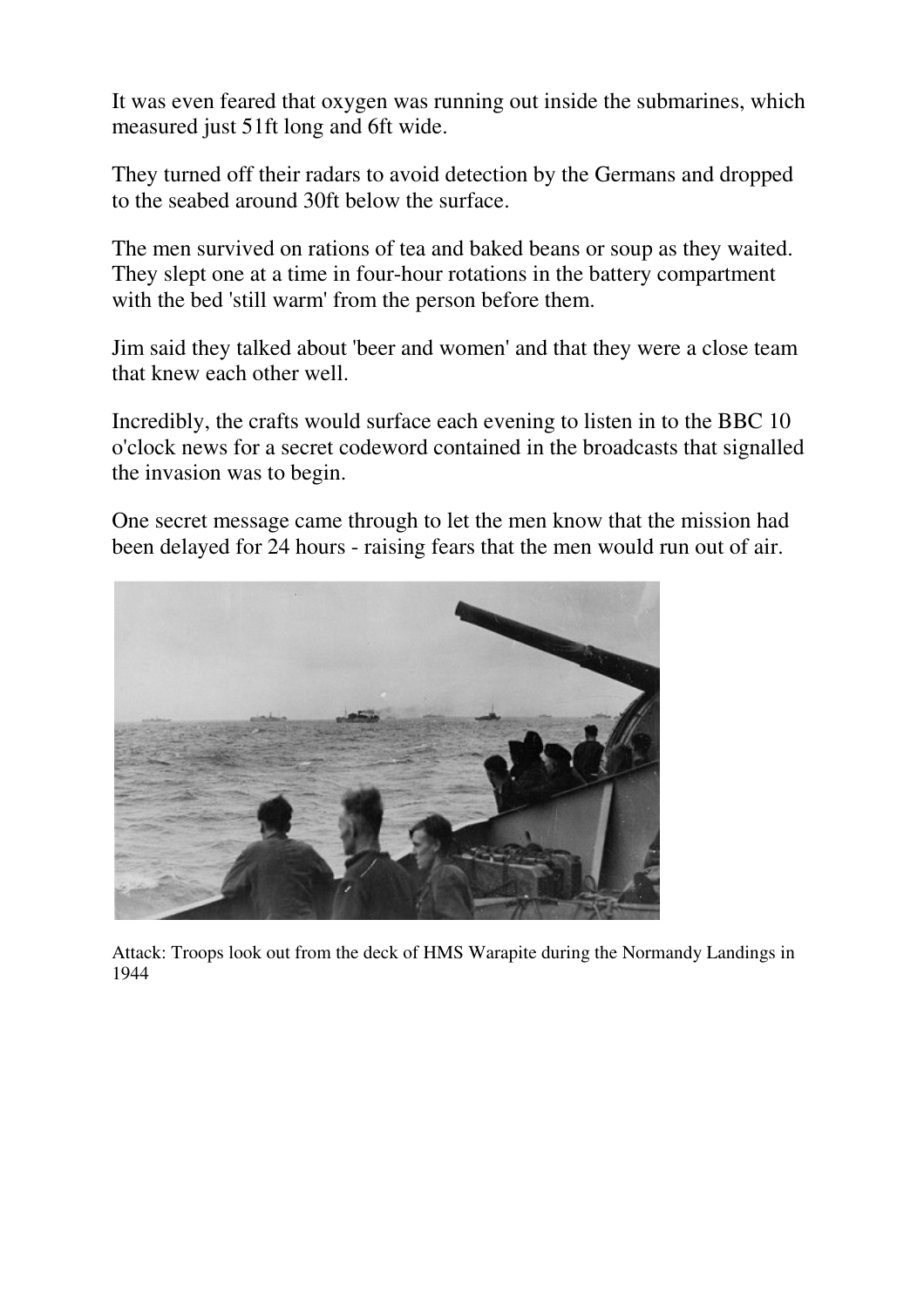It was even feared that oxygen was running out inside the submarines, which measured just 51ft long and 6ft wide.

They turned off their radars to avoid detection by the Germans and dropped to the seabed around 30ft below the surface.

The men survived on rations of tea and baked beans or soup as they waited. They slept one at a time in four-hour rotations in the battery compartment with the bed 'still warm' from the person before them.

Jim said they talked about 'beer and women' and that they were a close team that knew each other well.

Incredibly, the crafts would surface each evening to listen in to the BBC 10 o'clock news for a secret codeword contained in the broadcasts that signalled the invasion was to begin.

One secret message came through to let the men know that the mission had been delayed for 24 hours - raising fears that the men would run out of air.

Attack: Troops look out from the deck of HMS Warapite during the Normandy Landings in 1944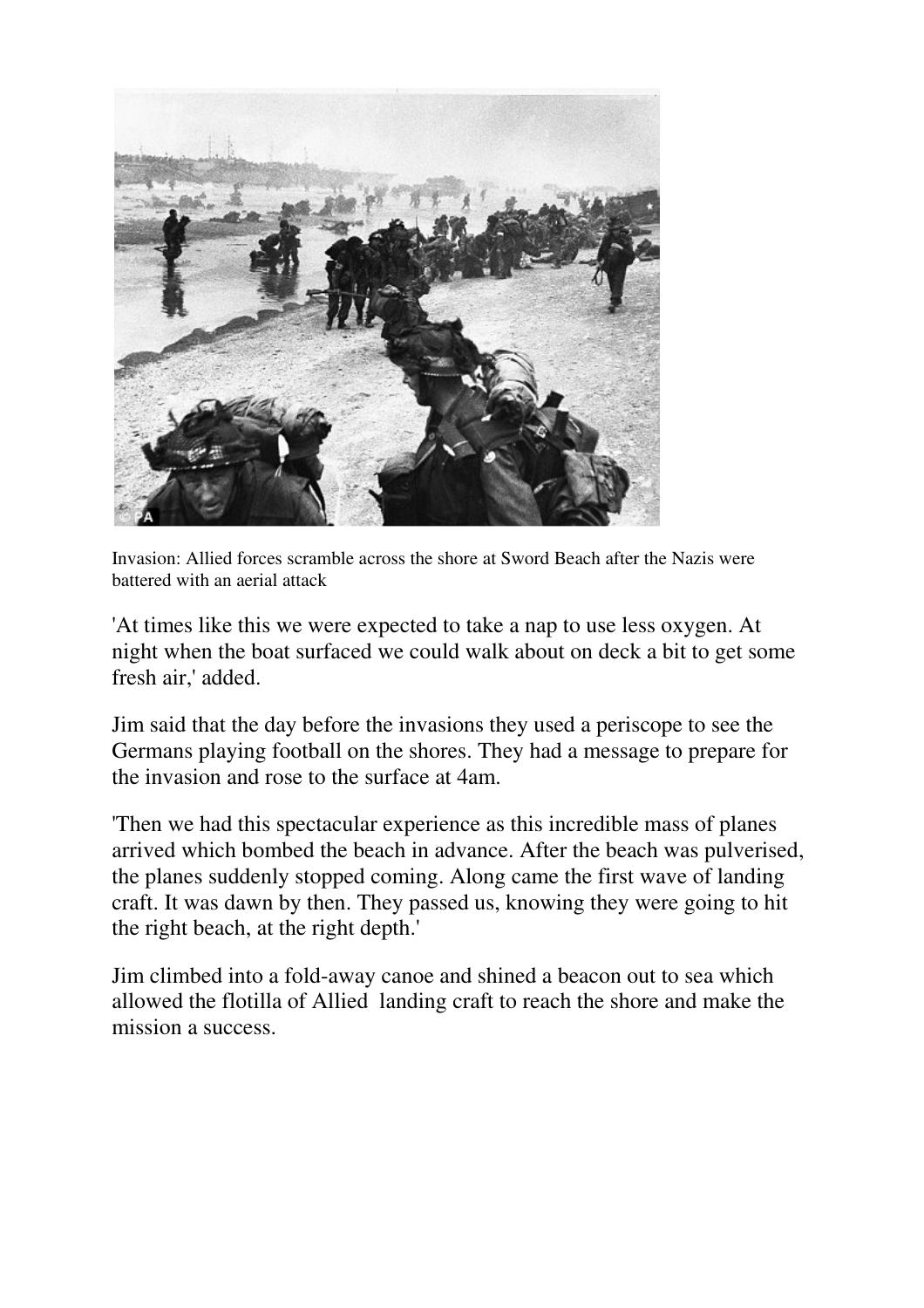Invasion: Allied forces scramble across the shore at Sword Beach after the Nazis were battered with an aerial attack

'At times like this we were expected to take a nap to use less oxygen. At night when the boat surfaced we could walk about on deck a bit to get some fresh air,' added.

Jim said that the day before the invasions they used a periscope to see the Germans playing football on the shores. They had a message to prepare for the invasion and rose to the surface at 4am.

'Then we had this spectacular experience as this incredible mass of planes arrived which bombed the beach in advance. After the beach was pulverised, the planes suddenly stopped coming. Along came the first wave of landing craft. It was dawn by then. They passed us, knowing they were going to hit the right beach, at the right depth.'

Jim climbed into a fold-away canoe and shined a beacon out to sea which allowed the flotilla of Allied landing craft to reach the shore and make the mission a success.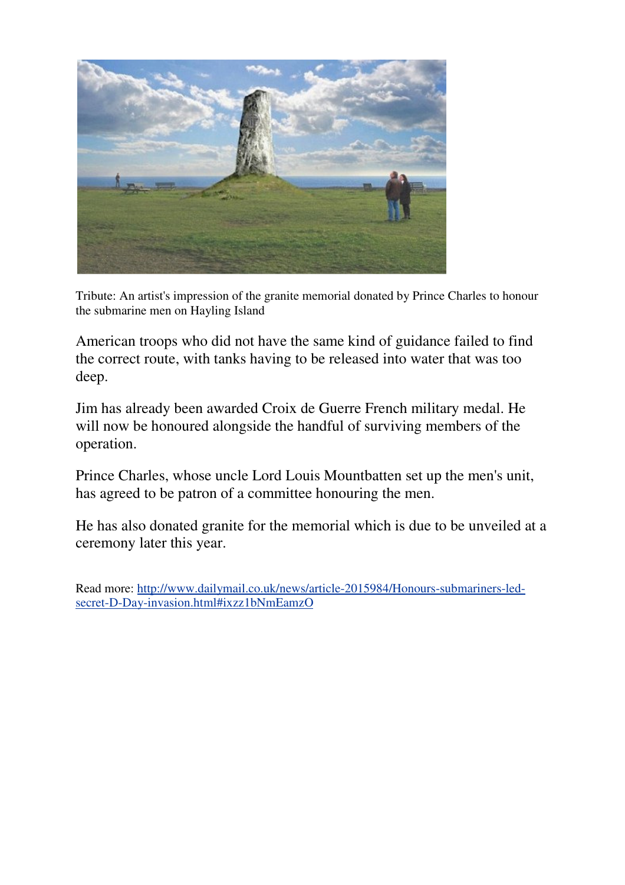Tribute: An artist's impression of the granite memorial donated by Prince Charles to honour the submarine men on Hayling Island

American troops who did not have the same kind of guidance failed to find the correct route, with tanks having to be released into water that was too deep.

Jim has already been awarded Croix de Guerre French military medal. He will now be honoured alongside the handful of surviving members of the operation.

Prince Charles, whose uncle Lord Louis Mountbatten set up the men's unit, has agreed to be patron of a committee honouring the men.

He has also donated granite for the memorial which is due to be unveiled at a ceremony later this year.

Read more: [http://www.dailymail.co.uk/news/article-2015984/Honours-submariners-led-secret-D-Day-invasion.html#ixzz1bNmEamzO](http://www.dailymail.co.uk/news/article-2015984/Honours-submariners-led-secret-D-Day-invasion.html#ixzz1bNmEamzO)